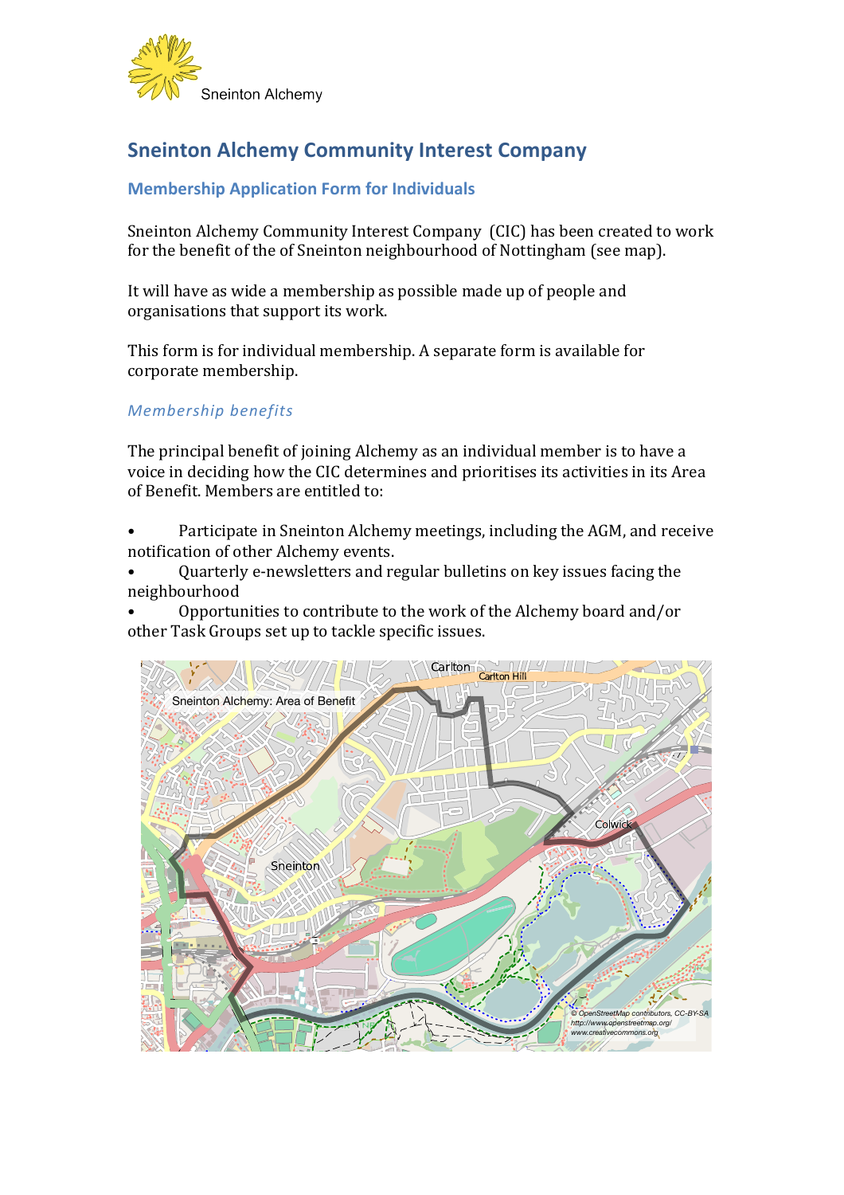Sneinton Alchemy

# Sneinton Alchemy Community Interest Company

## Membership Application Form for Individuals

Sneinton Alchemy Community Interest Company (CIC) has been created to work for the benefit of the of Sneinton neighbourhood of Nottingham (see map).

It will have as wide a membership as possible made up of people and organisations that support its work.

This form is for individual membership. A separate form is available for corporate membership.

### *Membership benefits*

The principal benefit of joining Alchemy as an individual member is to have a voice in deciding how the CIC determines and prioritises its activities in its Area of Benefit. Members are entitled to:

- Participate in Sneinton Alchemy meetings, including the AGM, and receive notification of other Alchemy events.
- Quarterly e-newsletters and regular bulletins on key issues facing the neighbourhood
- Opportunities to contribute to the work of the Alchemy board and/or other Task Groups set up to tackle specific issues.

Sneinton Alchemy: Area of Benefit

© OpenStreetMap contributors, CC-BY-SA
http://www.openstreetmap.org/
www.creativecommons.org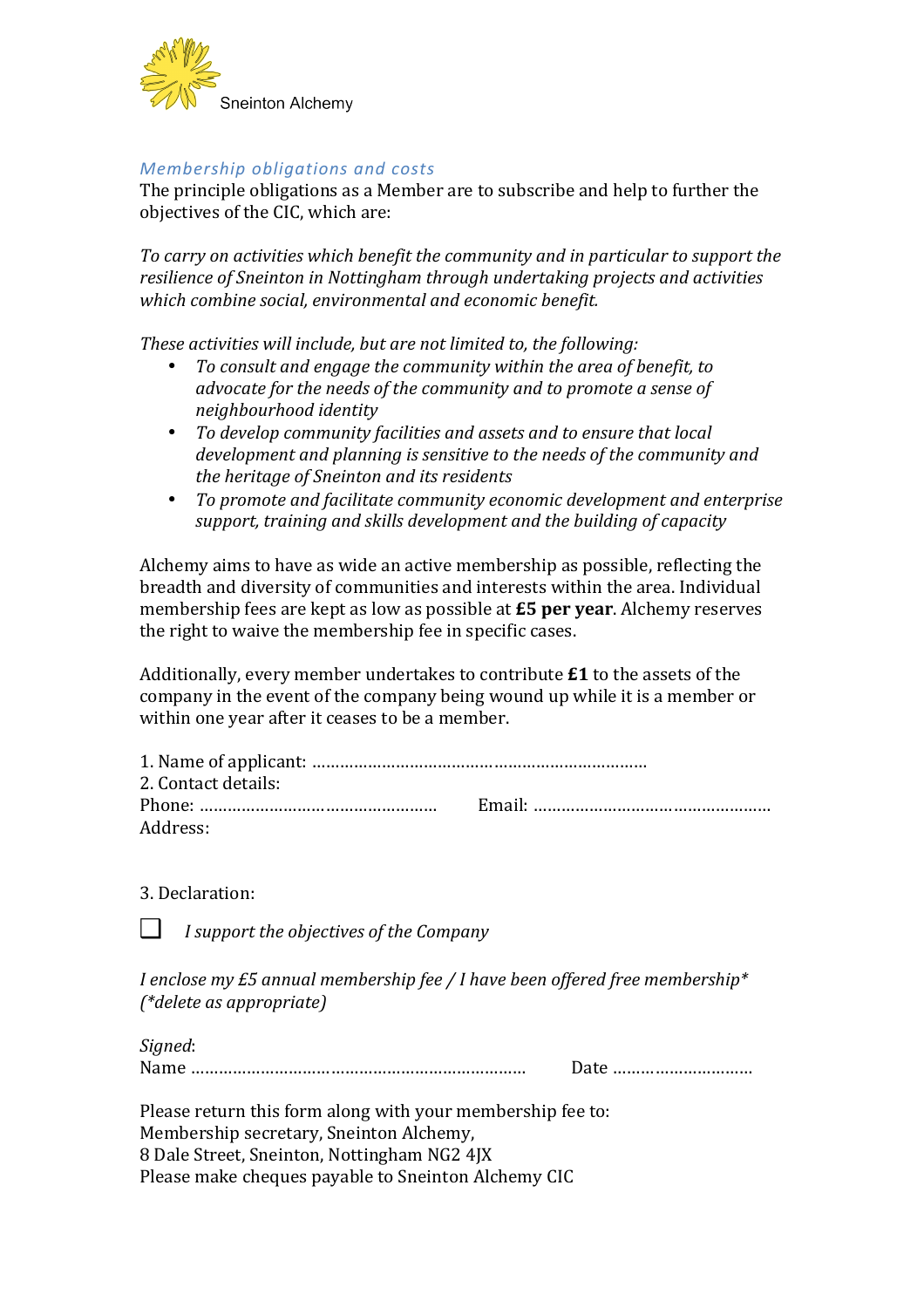Sneinton Alchemy

### *Membership obligations and costs*

The principle obligations as a Member are to subscribe and help to further the objectives of the CIC, which are:

*To carry on activities which benefit the community and in particular to support the resilience of Sneinton in Nottingham through undertaking projects and activities which combine social, environmental and economic benefit.*

*These activities will include, but are not limited to, the following:*

- *To consult and engage the community within the area of benefit, to advocate for the needs of the community and to promote a sense of neighbourhood identity*
- *To develop community facilities and assets and to ensure that local development and planning is sensitive to the needs of the community and the heritage of Sneinton and its residents*
- *To promote and facilitate community economic development and enterprise support, training and skills development and the building of capacity*

Alchemy aims to have as wide an active membership as possible, reflecting the breadth and diversity of communities and interests within the area. Individual membership fees are kept as low as possible at **£5 per year**. Alchemy reserves the right to waive the membership fee in specific cases.

Additionally, every member undertakes to contribute **£1** to the assets of the company in the event of the company being wound up while it is a member or within one year after it ceases to be a member.

1. Name of applicant: ………………………………………………………………
2. Contact details:

Phone: …………………………………………… Email: ……………………………………………

Address:

3. Declaration:

☐ *I support the objectives of the Company*

*I enclose my £5 annual membership fee / I have been offered free membership\**
*(\*delete as appropriate)*

*Signed*:

Name ………………………………………………………………… Date …………………………

Please return this form along with your membership fee to:
Membership secretary, Sneinton Alchemy,
8 Dale Street, Sneinton, Nottingham NG2 4JX
Please make cheques payable to Sneinton Alchemy CIC